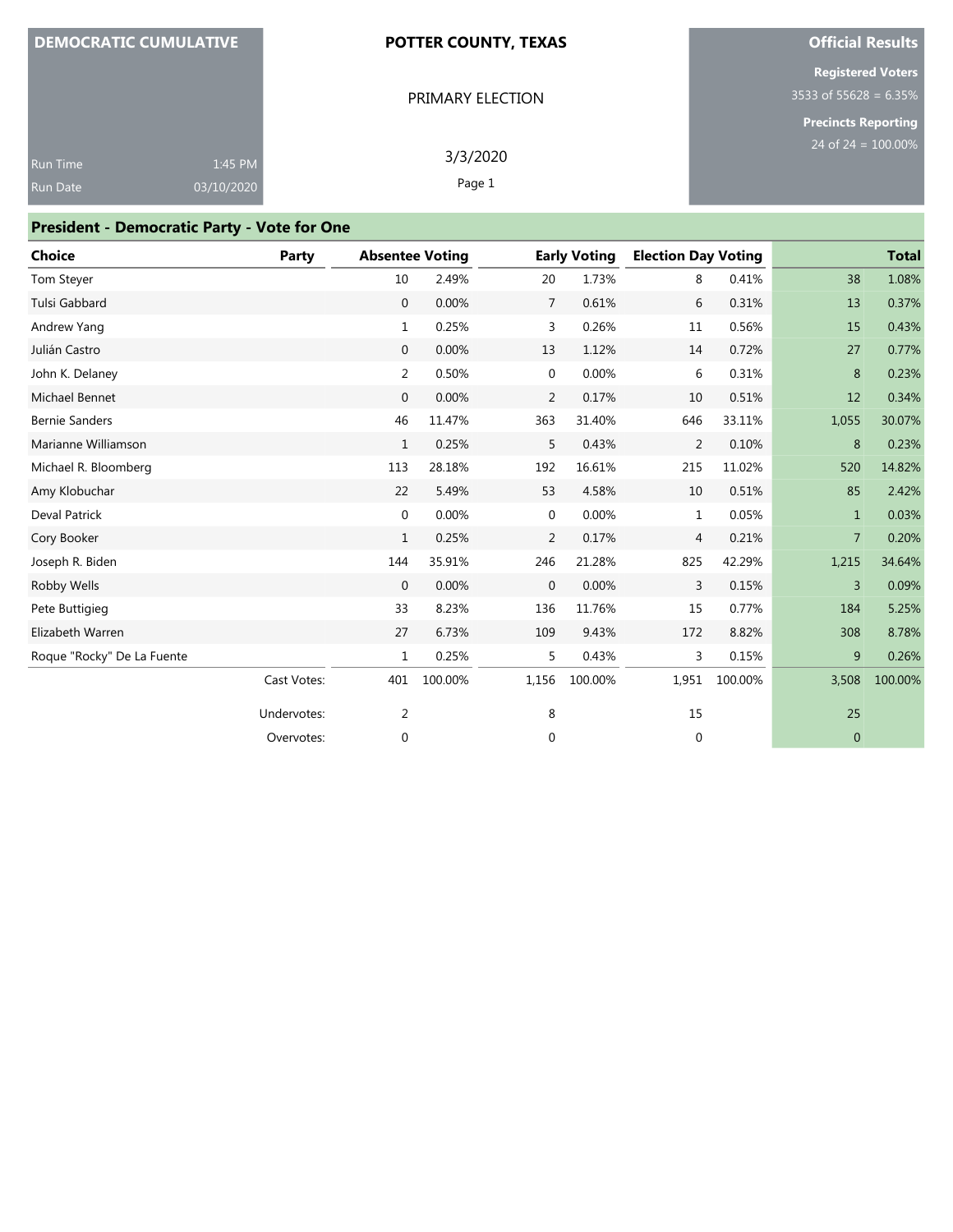**DEMOCRATIC CUMULATIVE**

Run Time 1:45 PM
Run Date 03/10/2020

# POTTER COUNTY, TEXAS

PRIMARY ELECTION

3/3/2020

**Official Results**

**Registered Voters**
3533 of 55628 = 6.35%

**Precincts Reporting**
24 of 24 = 100.00%

## President - Democratic Party - Vote for One

| Choice | Party | Absentee Voting | | Early Voting | | Election Day Voting | | Total | |
|---|---|---|---|---|---|---|---|---|---|
| Tom Steyer | | 10 | 2.49% | 20 | 1.73% | 8 | 0.41% | 38 | 1.08% |
| Tulsi Gabbard | | 0 | 0.00% | 7 | 0.61% | 6 | 0.31% | 13 | 0.37% |
| Andrew Yang | | 1 | 0.25% | 3 | 0.26% | 11 | 0.56% | 15 | 0.43% |
| Julián Castro | | 0 | 0.00% | 13 | 1.12% | 14 | 0.72% | 27 | 0.77% |
| John K. Delaney | | 2 | 0.50% | 0 | 0.00% | 6 | 0.31% | 8 | 0.23% |
| Michael Bennet | | 0 | 0.00% | 2 | 0.17% | 10 | 0.51% | 12 | 0.34% |
| Bernie Sanders | | 46 | 11.47% | 363 | 31.40% | 646 | 33.11% | 1,055 | 30.07% |
| Marianne Williamson | | 1 | 0.25% | 5 | 0.43% | 2 | 0.10% | 8 | 0.23% |
| Michael R. Bloomberg | | 113 | 28.18% | 192 | 16.61% | 215 | 11.02% | 520 | 14.82% |
| Amy Klobuchar | | 22 | 5.49% | 53 | 4.58% | 10 | 0.51% | 85 | 2.42% |
| Deval Patrick | | 0 | 0.00% | 0 | 0.00% | 1 | 0.05% | 1 | 0.03% |
| Cory Booker | | 1 | 0.25% | 2 | 0.17% | 4 | 0.21% | 7 | 0.20% |
| Joseph R. Biden | | 144 | 35.91% | 246 | 21.28% | 825 | 42.29% | 1,215 | 34.64% |
| Robby Wells | | 0 | 0.00% | 0 | 0.00% | 3 | 0.15% | 3 | 0.09% |
| Pete Buttigieg | | 33 | 8.23% | 136 | 11.76% | 15 | 0.77% | 184 | 5.25% |
| Elizabeth Warren | | 27 | 6.73% | 109 | 9.43% | 172 | 8.82% | 308 | 8.78% |
| Roque "Rocky" De La Fuente | | 1 | 0.25% | 5 | 0.43% | 3 | 0.15% | 9 | 0.26% |
| | Cast Votes: | 401 | 100.00% | 1,156 | 100.00% | 1,951 | 100.00% | 3,508 | 100.00% |
| | Undervotes: | 2 | | 8 | | 15 | | 25 | |
| | Overvotes: | 0 | | 0 | | 0 | | 0 | |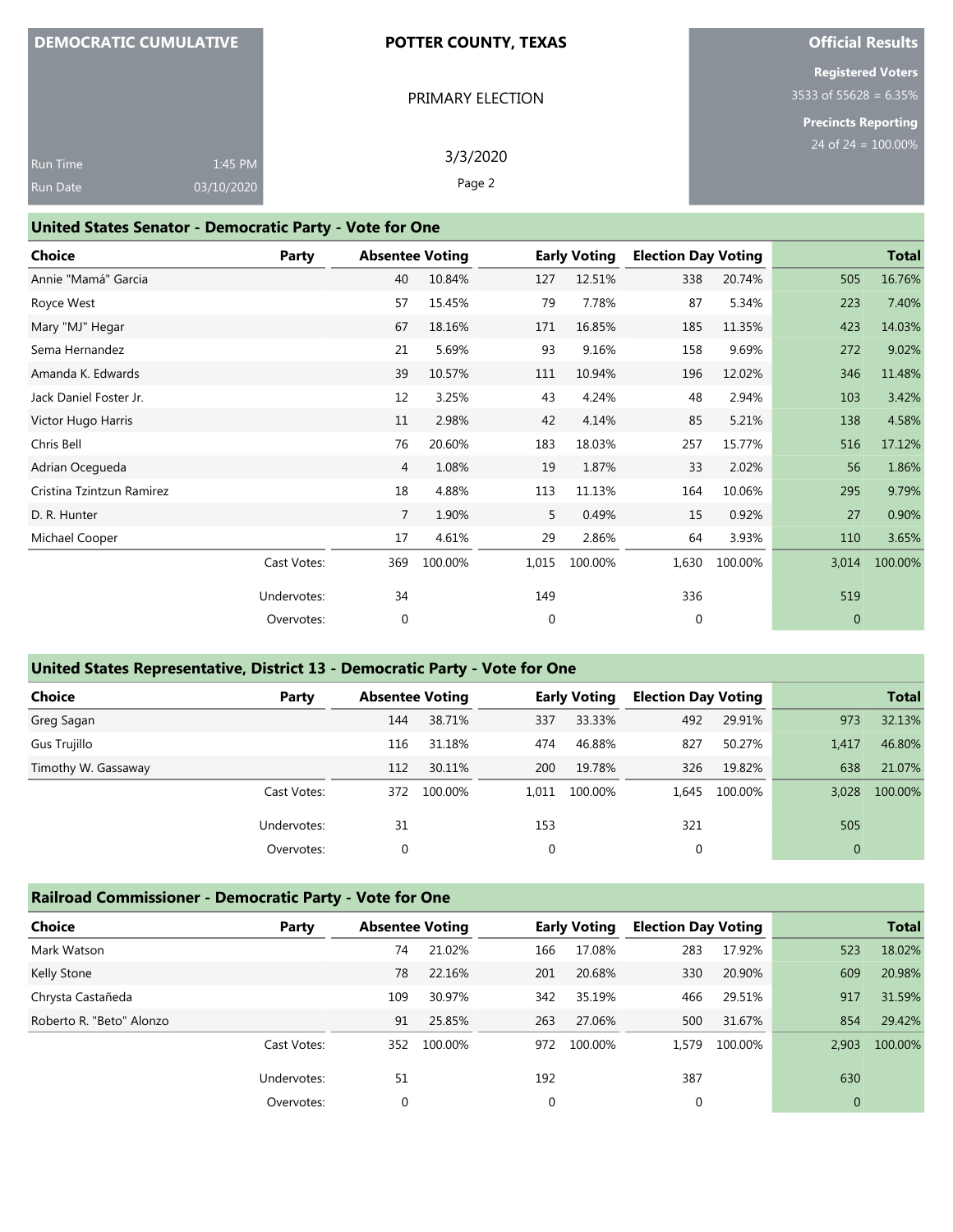| DEMOCRATIC CUMULATIVE | POTTER COUNTY, TEXAS | Official Results |
|---|---|---|
| | PRIMARY ELECTION | Registered Voters 3533 of 55628 = 6.35% |
| Run Time 1:45 PM | 3/3/2020 | Precincts Reporting 24 of 24 = 100.00% |
| Run Date 03/10/2020 | Page 2 | |

## United States Senator - Democratic Party - Vote for One

| Choice | Party | Absentee Voting | | Early Voting | | Election Day Voting | | Total | |
|---|---|---|---|---|---|---|---|---|---|
| Annie "Mamá" Garcia | | 40 | 10.84% | 127 | 12.51% | 338 | 20.74% | 505 | 16.76% |
| Royce West | | 57 | 15.45% | 79 | 7.78% | 87 | 5.34% | 223 | 7.40% |
| Mary "MJ" Hegar | | 67 | 18.16% | 171 | 16.85% | 185 | 11.35% | 423 | 14.03% |
| Sema Hernandez | | 21 | 5.69% | 93 | 9.16% | 158 | 9.69% | 272 | 9.02% |
| Amanda K. Edwards | | 39 | 10.57% | 111 | 10.94% | 196 | 12.02% | 346 | 11.48% |
| Jack Daniel Foster Jr. | | 12 | 3.25% | 43 | 4.24% | 48 | 2.94% | 103 | 3.42% |
| Victor Hugo Harris | | 11 | 2.98% | 42 | 4.14% | 85 | 5.21% | 138 | 4.58% |
| Chris Bell | | 76 | 20.60% | 183 | 18.03% | 257 | 15.77% | 516 | 17.12% |
| Adrian Ocegueda | | 4 | 1.08% | 19 | 1.87% | 33 | 2.02% | 56 | 1.86% |
| Cristina Tzintzun Ramirez | | 18 | 4.88% | 113 | 11.13% | 164 | 10.06% | 295 | 9.79% |
| D. R. Hunter | | 7 | 1.90% | 5 | 0.49% | 15 | 0.92% | 27 | 0.90% |
| Michael Cooper | | 17 | 4.61% | 29 | 2.86% | 64 | 3.93% | 110 | 3.65% |
| | Cast Votes: | 369 | 100.00% | 1,015 | 100.00% | 1,630 | 100.00% | 3,014 | 100.00% |
| | Undervotes: | 34 | | 149 | | 336 | | 519 | |
| | Overvotes: | 0 | | 0 | | 0 | | 0 | |

## United States Representative, District 13 - Democratic Party - Vote for One

| Choice | Party | Absentee Voting | | Early Voting | | Election Day Voting | | Total | |
|---|---|---|---|---|---|---|---|---|---|
| Greg Sagan | | 144 | 38.71% | 337 | 33.33% | 492 | 29.91% | 973 | 32.13% |
| Gus Trujillo | | 116 | 31.18% | 474 | 46.88% | 827 | 50.27% | 1,417 | 46.80% |
| Timothy W. Gassaway | | 112 | 30.11% | 200 | 19.78% | 326 | 19.82% | 638 | 21.07% |
| | Cast Votes: | 372 | 100.00% | 1,011 | 100.00% | 1,645 | 100.00% | 3,028 | 100.00% |
| | Undervotes: | 31 | | 153 | | 321 | | 505 | |
| | Overvotes: | 0 | | 0 | | 0 | | 0 | |

## Railroad Commissioner - Democratic Party - Vote for One

| Choice | Party | Absentee Voting | | Early Voting | | Election Day Voting | | Total | |
|---|---|---|---|---|---|---|---|---|---|
| Mark Watson | | 74 | 21.02% | 166 | 17.08% | 283 | 17.92% | 523 | 18.02% |
| Kelly Stone | | 78 | 22.16% | 201 | 20.68% | 330 | 20.90% | 609 | 20.98% |
| Chrysta Castañeda | | 109 | 30.97% | 342 | 35.19% | 466 | 29.51% | 917 | 31.59% |
| Roberto R. "Beto" Alonzo | | 91 | 25.85% | 263 | 27.06% | 500 | 31.67% | 854 | 29.42% |
| | Cast Votes: | 352 | 100.00% | 972 | 100.00% | 1,579 | 100.00% | 2,903 | 100.00% |
| | Undervotes: | 51 | | 192 | | 387 | | 630 | |
| | Overvotes: | 0 | | 0 | | 0 | | 0 | |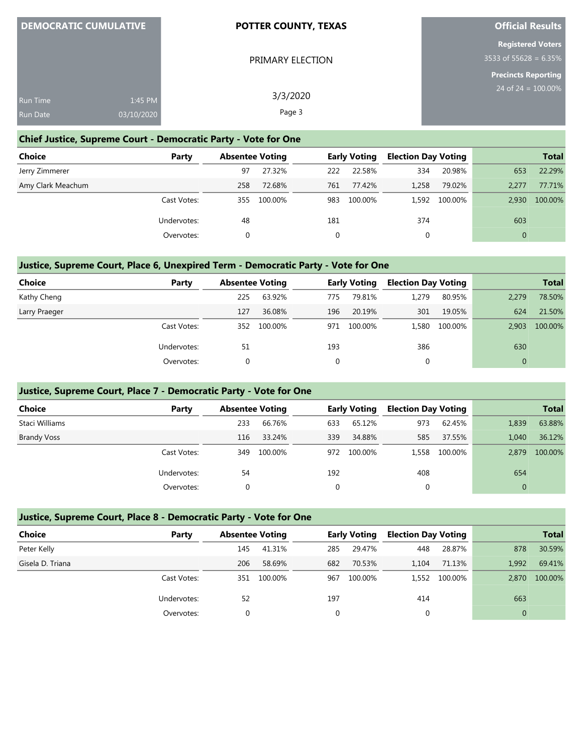| DEMOCRATIC CUMULATIVE | | POTTER COUNTY, TEXAS | Official Results |
|---|---|---|---|
| | | PRIMARY ELECTION | Registered Voters |
| | | | 3533 of 55628 = 6.35% |
| | | 3/3/2020 | Precincts Reporting |
| Run Time | 1:45 PM | | 24 of 24 = 100.00% |
| Run Date | 03/10/2020 | | |

## Chief Justice, Supreme Court - Democratic Party - Vote for One

| Choice | Party | Absentee Voting | | Early Voting | | Election Day Voting | | Total | |
|---|---|---|---|---|---|---|---|---|---|
| Jerry Zimmerer | | 97 | 27.32% | 222 | 22.58% | 334 | 20.98% | 653 | 22.29% |
| Amy Clark Meachum | | 258 | 72.68% | 761 | 77.42% | 1,258 | 79.02% | 2,277 | 77.71% |
| | Cast Votes: | 355 | 100.00% | 983 | 100.00% | 1,592 | 100.00% | 2,930 | 100.00% |
| | Undervotes: | 48 | | 181 | | 374 | | 603 | |
| | Overvotes: | 0 | | 0 | | 0 | | 0 | |

## Justice, Supreme Court, Place 6, Unexpired Term - Democratic Party - Vote for One

| Choice | Party | Absentee Voting | | Early Voting | | Election Day Voting | | Total | |
|---|---|---|---|---|---|---|---|---|---|
| Kathy Cheng | | 225 | 63.92% | 775 | 79.81% | 1,279 | 80.95% | 2,279 | 78.50% |
| Larry Praeger | | 127 | 36.08% | 196 | 20.19% | 301 | 19.05% | 624 | 21.50% |
| | Cast Votes: | 352 | 100.00% | 971 | 100.00% | 1,580 | 100.00% | 2,903 | 100.00% |
| | Undervotes: | 51 | | 193 | | 386 | | 630 | |
| | Overvotes: | 0 | | 0 | | 0 | | 0 | |

## Justice, Supreme Court, Place 7 - Democratic Party - Vote for One

| Choice | Party | Absentee Voting | | Early Voting | | Election Day Voting | | Total | |
|---|---|---|---|---|---|---|---|---|---|
| Staci Williams | | 233 | 66.76% | 633 | 65.12% | 973 | 62.45% | 1,839 | 63.88% |
| Brandy Voss | | 116 | 33.24% | 339 | 34.88% | 585 | 37.55% | 1,040 | 36.12% |
| | Cast Votes: | 349 | 100.00% | 972 | 100.00% | 1,558 | 100.00% | 2,879 | 100.00% |
| | Undervotes: | 54 | | 192 | | 408 | | 654 | |
| | Overvotes: | 0 | | 0 | | 0 | | 0 | |

## Justice, Supreme Court, Place 8 - Democratic Party - Vote for One

| Choice | Party | Absentee Voting | | Early Voting | | Election Day Voting | | Total | |
|---|---|---|---|---|---|---|---|---|---|
| Peter Kelly | | 145 | 41.31% | 285 | 29.47% | 448 | 28.87% | 878 | 30.59% |
| Gisela D. Triana | | 206 | 58.69% | 682 | 70.53% | 1,104 | 71.13% | 1,992 | 69.41% |
| | Cast Votes: | 351 | 100.00% | 967 | 100.00% | 1,552 | 100.00% | 2,870 | 100.00% |
| | Undervotes: | 52 | | 197 | | 414 | | 663 | |
| | Overvotes: | 0 | | 0 | | 0 | | 0 | |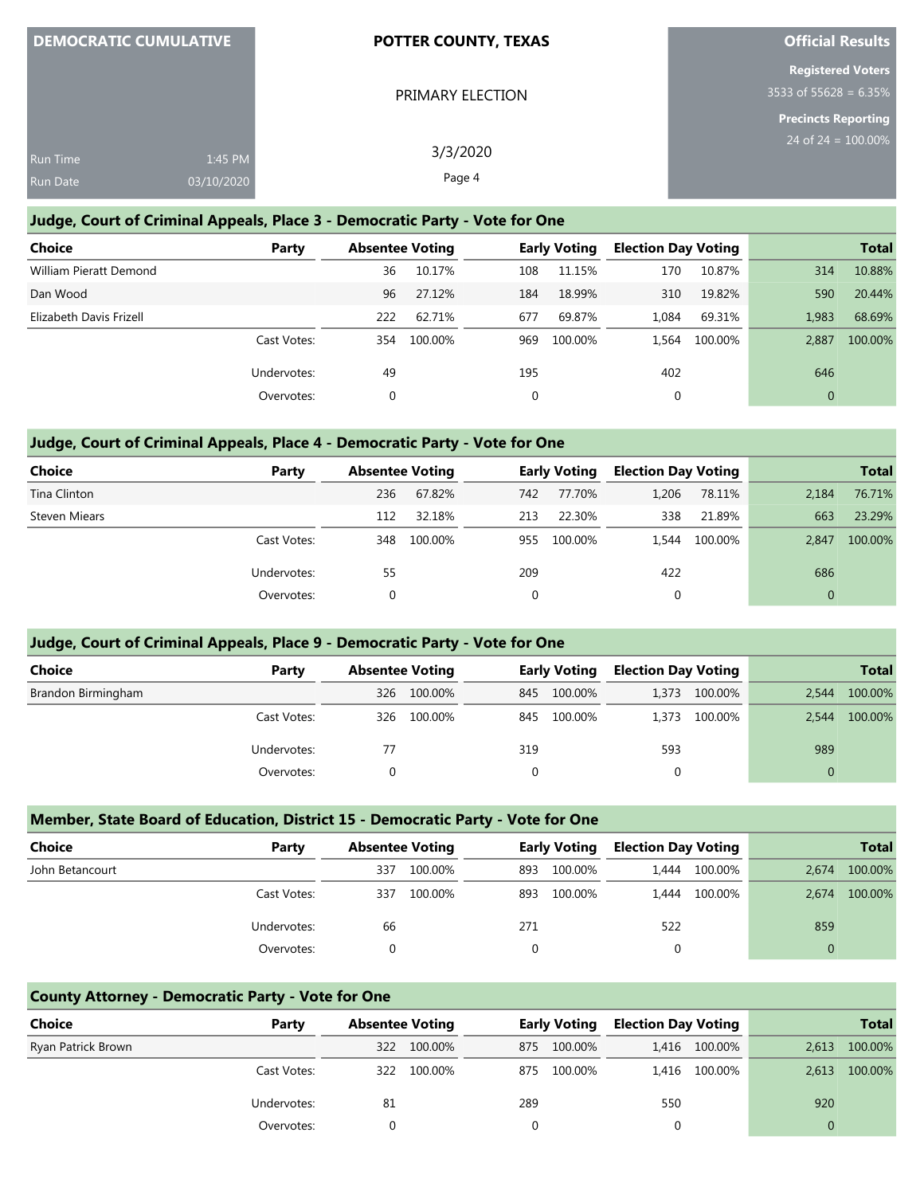**DEMOCRATIC CUMULATIVE**

Run Time 1:45 PM
Run Date 03/10/2020

**POTTER COUNTY, TEXAS**

PRIMARY ELECTION

3/3/2020

**Official Results**

**Registered Voters**
3533 of 55628 = 6.35%

**Precincts Reporting**
24 of 24 = 100.00%

## Judge, Court of Criminal Appeals, Place 3 - Democratic Party - Vote for One

| Choice | Party | Absentee Voting | | Early Voting | | Election Day Voting | | Total | |
|---|---|---|---|---|---|---|---|---|---|
| William Pieratt Demond | | 36 | 10.17% | 108 | 11.15% | 170 | 10.87% | 314 | 10.88% |
| Dan Wood | | 96 | 27.12% | 184 | 18.99% | 310 | 19.82% | 590 | 20.44% |
| Elizabeth Davis Frizell | | 222 | 62.71% | 677 | 69.87% | 1,084 | 69.31% | 1,983 | 68.69% |
| | Cast Votes: | 354 | 100.00% | 969 | 100.00% | 1,564 | 100.00% | 2,887 | 100.00% |
| | Undervotes: | 49 | | 195 | | 402 | | 646 | |
| | Overvotes: | 0 | | 0 | | 0 | | 0 | |

## Judge, Court of Criminal Appeals, Place 4 - Democratic Party - Vote for One

| Choice | Party | Absentee Voting | | Early Voting | | Election Day Voting | | Total | |
|---|---|---|---|---|---|---|---|---|---|
| Tina Clinton | | 236 | 67.82% | 742 | 77.70% | 1,206 | 78.11% | 2,184 | 76.71% |
| Steven Miears | | 112 | 32.18% | 213 | 22.30% | 338 | 21.89% | 663 | 23.29% |
| | Cast Votes: | 348 | 100.00% | 955 | 100.00% | 1,544 | 100.00% | 2,847 | 100.00% |
| | Undervotes: | 55 | | 209 | | 422 | | 686 | |
| | Overvotes: | 0 | | 0 | | 0 | | 0 | |

## Judge, Court of Criminal Appeals, Place 9 - Democratic Party - Vote for One

| Choice | Party | Absentee Voting | | Early Voting | | Election Day Voting | | Total | |
|---|---|---|---|---|---|---|---|---|---|
| Brandon Birmingham | | 326 | 100.00% | 845 | 100.00% | 1,373 | 100.00% | 2,544 | 100.00% |
| | Cast Votes: | 326 | 100.00% | 845 | 100.00% | 1,373 | 100.00% | 2,544 | 100.00% |
| | Undervotes: | 77 | | 319 | | 593 | | 989 | |
| | Overvotes: | 0 | | 0 | | 0 | | 0 | |

## Member, State Board of Education, District 15 - Democratic Party - Vote for One

| Choice | Party | Absentee Voting | | Early Voting | | Election Day Voting | | Total | |
|---|---|---|---|---|---|---|---|---|---|
| John Betancourt | | 337 | 100.00% | 893 | 100.00% | 1,444 | 100.00% | 2,674 | 100.00% |
| | Cast Votes: | 337 | 100.00% | 893 | 100.00% | 1,444 | 100.00% | 2,674 | 100.00% |
| | Undervotes: | 66 | | 271 | | 522 | | 859 | |
| | Overvotes: | 0 | | 0 | | 0 | | 0 | |

## County Attorney - Democratic Party - Vote for One

| Choice | Party | Absentee Voting | | Early Voting | | Election Day Voting | | Total | |
|---|---|---|---|---|---|---|---|---|---|
| Ryan Patrick Brown | | 322 | 100.00% | 875 | 100.00% | 1,416 | 100.00% | 2,613 | 100.00% |
| | Cast Votes: | 322 | 100.00% | 875 | 100.00% | 1,416 | 100.00% | 2,613 | 100.00% |
| | Undervotes: | 81 | | 289 | | 550 | | 920 | |
| | Overvotes: | 0 | | 0 | | 0 | | 0 | |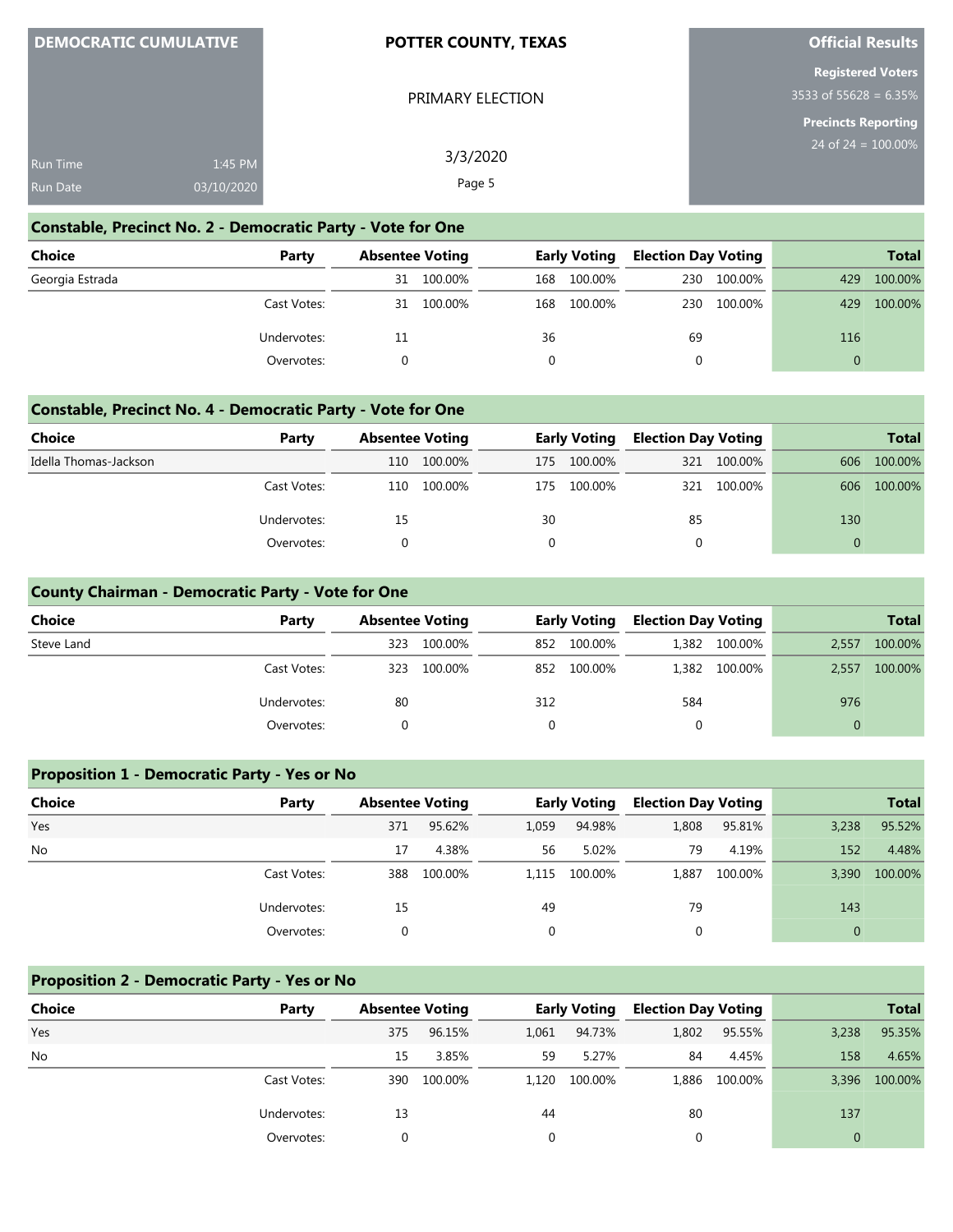DEMOCRATIC CUMULATIVE

**POTTER COUNTY, TEXAS**

PRIMARY ELECTION

3/3/2020

**Official Results**

**Registered Voters**
3533 of 55628 = 6.35%

**Precincts Reporting**
24 of 24 = 100.00%

Run Time 1:45 PM
Run Date 03/10/2020

## Constable, Precinct No. 2 - Democratic Party - Vote for One

| Choice | Party | Absentee Voting | | Early Voting | | Election Day Voting | | Total | |
|---|---|---|---|---|---|---|---|---|---|
| Georgia Estrada | | 31 | 100.00% | 168 | 100.00% | 230 | 100.00% | 429 | 100.00% |
| | Cast Votes: | 31 | 100.00% | 168 | 100.00% | 230 | 100.00% | 429 | 100.00% |
| | Undervotes: | 11 | | 36 | | 69 | | 116 | |
| | Overvotes: | 0 | | 0 | | 0 | | 0 | |

## Constable, Precinct No. 4 - Democratic Party - Vote for One

| Choice | Party | Absentee Voting | | Early Voting | | Election Day Voting | | Total | |
|---|---|---|---|---|---|---|---|---|---|
| Idella Thomas-Jackson | | 110 | 100.00% | 175 | 100.00% | 321 | 100.00% | 606 | 100.00% |
| | Cast Votes: | 110 | 100.00% | 175 | 100.00% | 321 | 100.00% | 606 | 100.00% |
| | Undervotes: | 15 | | 30 | | 85 | | 130 | |
| | Overvotes: | 0 | | 0 | | 0 | | 0 | |

## County Chairman - Democratic Party - Vote for One

| Choice | Party | Absentee Voting | | Early Voting | | Election Day Voting | | Total | |
|---|---|---|---|---|---|---|---|---|---|
| Steve Land | | 323 | 100.00% | 852 | 100.00% | 1,382 | 100.00% | 2,557 | 100.00% |
| | Cast Votes: | 323 | 100.00% | 852 | 100.00% | 1,382 | 100.00% | 2,557 | 100.00% |
| | Undervotes: | 80 | | 312 | | 584 | | 976 | |
| | Overvotes: | 0 | | 0 | | 0 | | 0 | |

## Proposition 1 - Democratic Party - Yes or No

| Choice | Party | Absentee Voting | | Early Voting | | Election Day Voting | | Total | |
|---|---|---|---|---|---|---|---|---|---|
| Yes | | 371 | 95.62% | 1,059 | 94.98% | 1,808 | 95.81% | 3,238 | 95.52% |
| No | | 17 | 4.38% | 56 | 5.02% | 79 | 4.19% | 152 | 4.48% |
| | Cast Votes: | 388 | 100.00% | 1,115 | 100.00% | 1,887 | 100.00% | 3,390 | 100.00% |
| | Undervotes: | 15 | | 49 | | 79 | | 143 | |
| | Overvotes: | 0 | | 0 | | 0 | | 0 | |

## Proposition 2 - Democratic Party - Yes or No

| Choice | Party | Absentee Voting | | Early Voting | | Election Day Voting | | Total | |
|---|---|---|---|---|---|---|---|---|---|
| Yes | | 375 | 96.15% | 1,061 | 94.73% | 1,802 | 95.55% | 3,238 | 95.35% |
| No | | 15 | 3.85% | 59 | 5.27% | 84 | 4.45% | 158 | 4.65% |
| | Cast Votes: | 390 | 100.00% | 1,120 | 100.00% | 1,886 | 100.00% | 3,396 | 100.00% |
| | Undervotes: | 13 | | 44 | | 80 | | 137 | |
| | Overvotes: | 0 | | 0 | | 0 | | 0 | |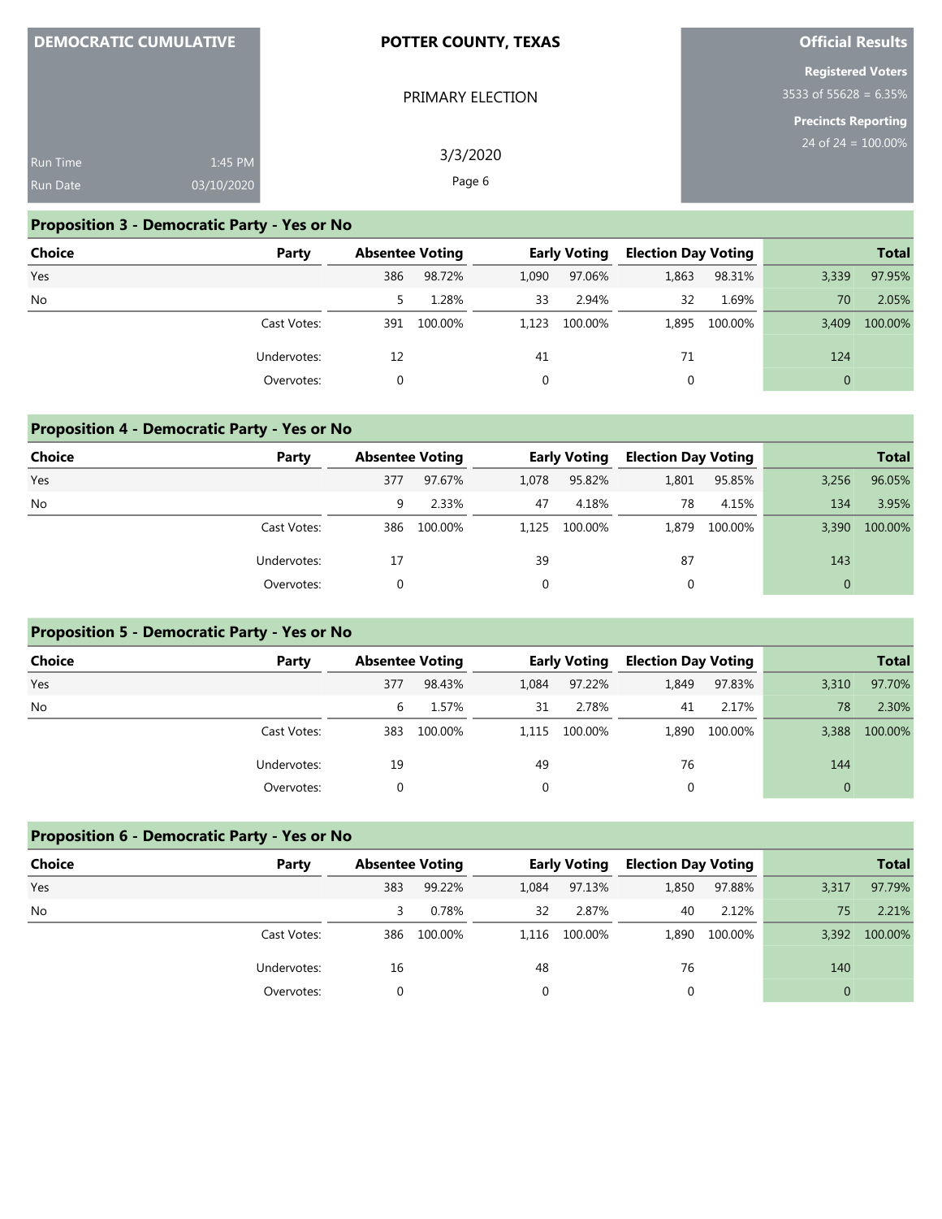| DEMOCRATIC CUMULATIVE | | POTTER COUNTY, TEXAS | Official Results |
|---|---|---|---|
| | | PRIMARY ELECTION | Registered Voters |
| | | | 3533 of 55628 = 6.35% |
| | | | Precincts Reporting |
| Run Time | 1:45 PM | 3/3/2020 | 24 of 24 = 100.00% |
| Run Date | 03/10/2020 | | |

## Proposition 3 - Democratic Party - Yes or No

| Choice | Party | Absentee Voting | | Early Voting | | Election Day Voting | | Total | |
|---|---|---|---|---|---|---|---|---|---|
| Yes | | 386 | 98.72% | 1,090 | 97.06% | 1,863 | 98.31% | 3,339 | 97.95% |
| No | | 5 | 1.28% | 33 | 2.94% | 32 | 1.69% | 70 | 2.05% |
| | Cast Votes: | 391 | 100.00% | 1,123 | 100.00% | 1,895 | 100.00% | 3,409 | 100.00% |
| | Undervotes: | 12 | | 41 | | 71 | | 124 | |
| | Overvotes: | 0 | | 0 | | 0 | | 0 | |

## Proposition 4 - Democratic Party - Yes or No

| Choice | Party | Absentee Voting | | Early Voting | | Election Day Voting | | Total | |
|---|---|---|---|---|---|---|---|---|---|
| Yes | | 377 | 97.67% | 1,078 | 95.82% | 1,801 | 95.85% | 3,256 | 96.05% |
| No | | 9 | 2.33% | 47 | 4.18% | 78 | 4.15% | 134 | 3.95% |
| | Cast Votes: | 386 | 100.00% | 1,125 | 100.00% | 1,879 | 100.00% | 3,390 | 100.00% |
| | Undervotes: | 17 | | 39 | | 87 | | 143 | |
| | Overvotes: | 0 | | 0 | | 0 | | 0 | |

## Proposition 5 - Democratic Party - Yes or No

| Choice | Party | Absentee Voting | | Early Voting | | Election Day Voting | | Total | |
|---|---|---|---|---|---|---|---|---|---|
| Yes | | 377 | 98.43% | 1,084 | 97.22% | 1,849 | 97.83% | 3,310 | 97.70% |
| No | | 6 | 1.57% | 31 | 2.78% | 41 | 2.17% | 78 | 2.30% |
| | Cast Votes: | 383 | 100.00% | 1,115 | 100.00% | 1,890 | 100.00% | 3,388 | 100.00% |
| | Undervotes: | 19 | | 49 | | 76 | | 144 | |
| | Overvotes: | 0 | | 0 | | 0 | | 0 | |

## Proposition 6 - Democratic Party - Yes or No

| Choice | Party | Absentee Voting | | Early Voting | | Election Day Voting | | Total | |
|---|---|---|---|---|---|---|---|---|---|
| Yes | | 383 | 99.22% | 1,084 | 97.13% | 1,850 | 97.88% | 3,317 | 97.79% |
| No | | 3 | 0.78% | 32 | 2.87% | 40 | 2.12% | 75 | 2.21% |
| | Cast Votes: | 386 | 100.00% | 1,116 | 100.00% | 1,890 | 100.00% | 3,392 | 100.00% |
| | Undervotes: | 16 | | 48 | | 76 | | 140 | |
| | Overvotes: | 0 | | 0 | | 0 | | 0 | |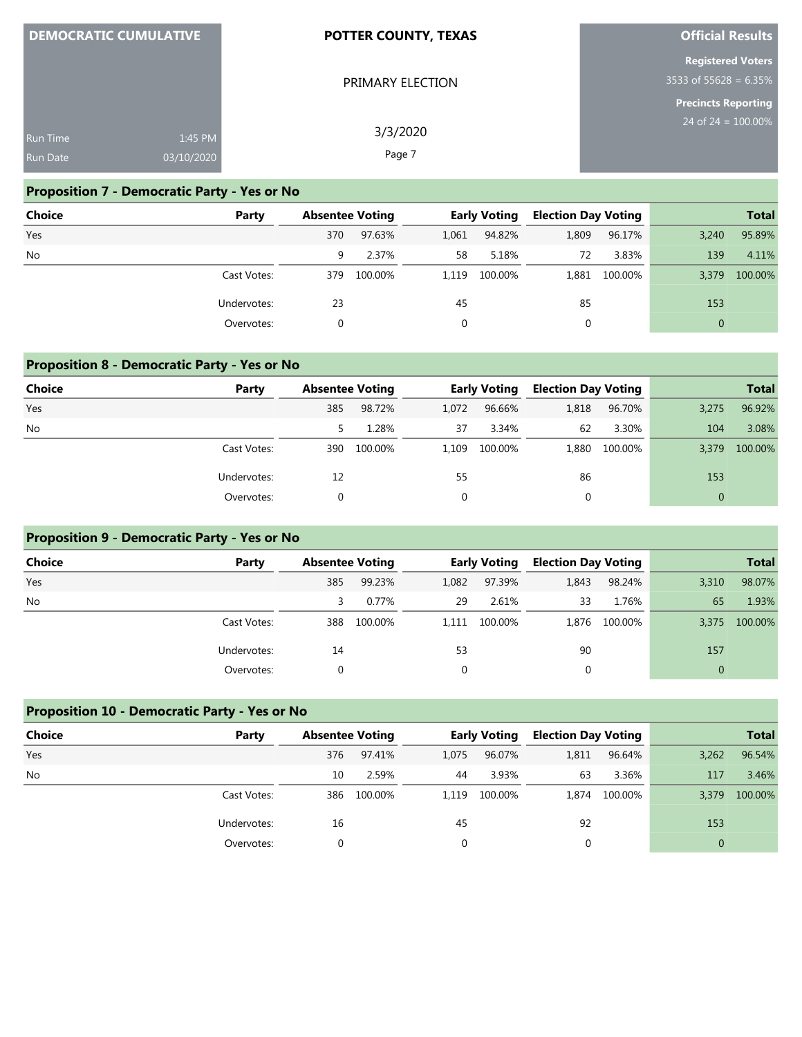**DEMOCRATIC CUMULATIVE**

Run Time 1:45 PM
Run Date 03/10/2020

**POTTER COUNTY, TEXAS**

PRIMARY ELECTION

3/3/2020

**Official Results**

**Registered Voters**
3533 of 55628 = 6.35%

**Precincts Reporting**
24 of 24 = 100.00%

## Proposition 7 - Democratic Party - Yes or No

| Choice | Party | Absentee Voting | | Early Voting | | Election Day Voting | | Total | |
|---|---|---|---|---|---|---|---|---|---|
| Yes | | 370 | 97.63% | 1,061 | 94.82% | 1,809 | 96.17% | 3,240 | 95.89% |
| No | | 9 | 2.37% | 58 | 5.18% | 72 | 3.83% | 139 | 4.11% |
| | Cast Votes: | 379 | 100.00% | 1,119 | 100.00% | 1,881 | 100.00% | 3,379 | 100.00% |
| | Undervotes: | 23 | | 45 | | 85 | | 153 | |
| | Overvotes: | 0 | | 0 | | 0 | | 0 | |

## Proposition 8 - Democratic Party - Yes or No

| Choice | Party | Absentee Voting | | Early Voting | | Election Day Voting | | Total | |
|---|---|---|---|---|---|---|---|---|---|
| Yes | | 385 | 98.72% | 1,072 | 96.66% | 1,818 | 96.70% | 3,275 | 96.92% |
| No | | 5 | 1.28% | 37 | 3.34% | 62 | 3.30% | 104 | 3.08% |
| | Cast Votes: | 390 | 100.00% | 1,109 | 100.00% | 1,880 | 100.00% | 3,379 | 100.00% |
| | Undervotes: | 12 | | 55 | | 86 | | 153 | |
| | Overvotes: | 0 | | 0 | | 0 | | 0 | |

## Proposition 9 - Democratic Party - Yes or No

| Choice | Party | Absentee Voting | | Early Voting | | Election Day Voting | | Total | |
|---|---|---|---|---|---|---|---|---|---|
| Yes | | 385 | 99.23% | 1,082 | 97.39% | 1,843 | 98.24% | 3,310 | 98.07% |
| No | | 3 | 0.77% | 29 | 2.61% | 33 | 1.76% | 65 | 1.93% |
| | Cast Votes: | 388 | 100.00% | 1,111 | 100.00% | 1,876 | 100.00% | 3,375 | 100.00% |
| | Undervotes: | 14 | | 53 | | 90 | | 157 | |
| | Overvotes: | 0 | | 0 | | 0 | | 0 | |

## Proposition 10 - Democratic Party - Yes or No

| Choice | Party | Absentee Voting | | Early Voting | | Election Day Voting | | Total | |
|---|---|---|---|---|---|---|---|---|---|
| Yes | | 376 | 97.41% | 1,075 | 96.07% | 1,811 | 96.64% | 3,262 | 96.54% |
| No | | 10 | 2.59% | 44 | 3.93% | 63 | 3.36% | 117 | 3.46% |
| | Cast Votes: | 386 | 100.00% | 1,119 | 100.00% | 1,874 | 100.00% | 3,379 | 100.00% |
| | Undervotes: | 16 | | 45 | | 92 | | 153 | |
| | Overvotes: | 0 | | 0 | | 0 | | 0 | |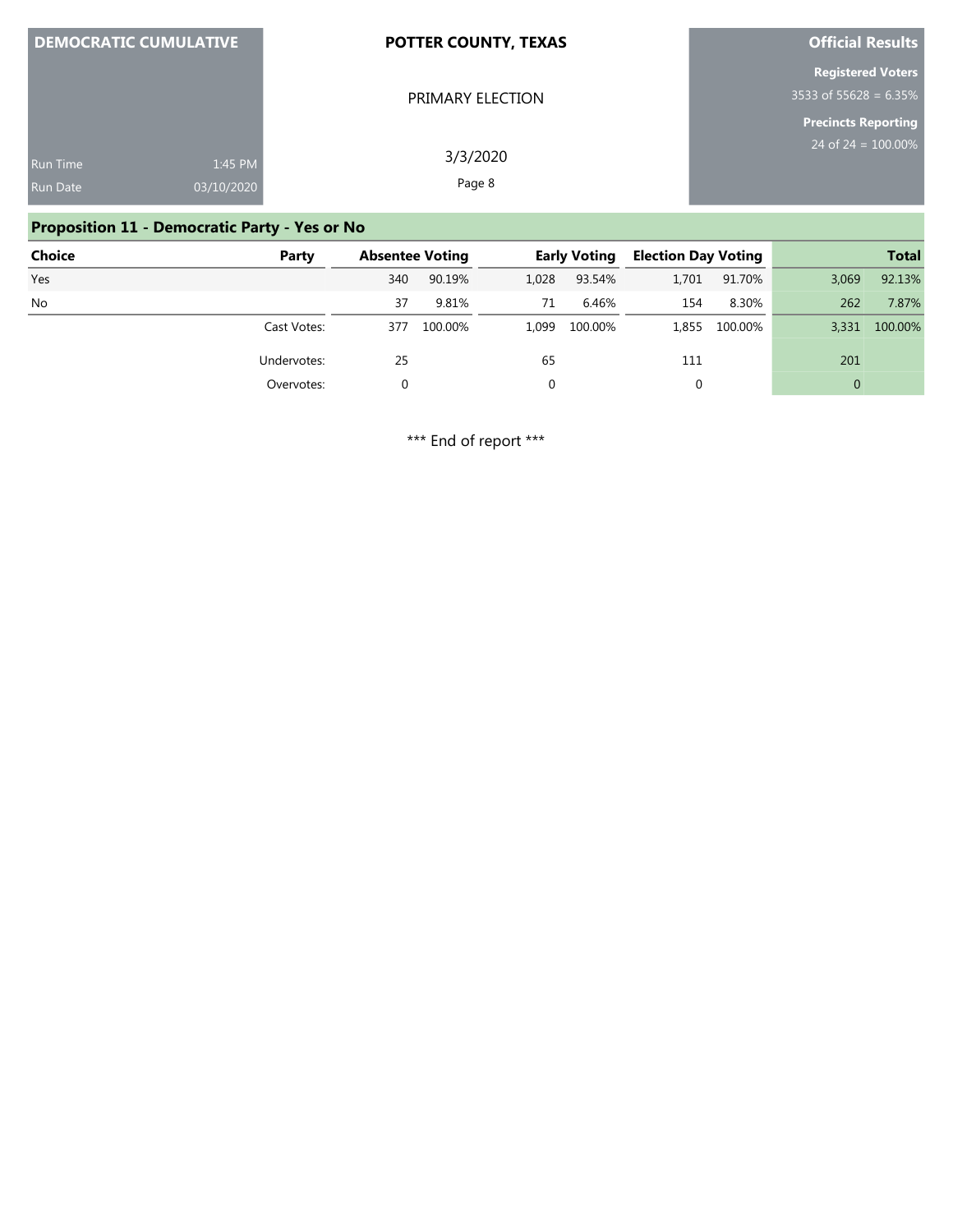| DEMOCRATIC CUMULATIVE | POTTER COUNTY, TEXAS | Official Results |
|---|---|---|
| | PRIMARY ELECTION | Registered Voters 3533 of 55628 = 6.35% |
| Run Time 1:45 PM | 3/3/2020 | Precincts Reporting 24 of 24 = 100.00% |
| Run Date 03/10/2020 | | |

## Proposition 11 - Democratic Party - Yes or No

| Choice | Party | Absentee Voting | | Early Voting | | Election Day Voting | | Total | |
|---|---|---|---|---|---|---|---|---|---|
| Yes | | 340 | 90.19% | 1,028 | 93.54% | 1,701 | 91.70% | 3,069 | 92.13% |
| No | | 37 | 9.81% | 71 | 6.46% | 154 | 8.30% | 262 | 7.87% |
| | Cast Votes: | 377 | 100.00% | 1,099 | 100.00% | 1,855 | 100.00% | 3,331 | 100.00% |
| | Undervotes: | 25 | | 65 | | 111 | | 201 | |
| | Overvotes: | 0 | | 0 | | 0 | | 0 | |

*** End of report ***